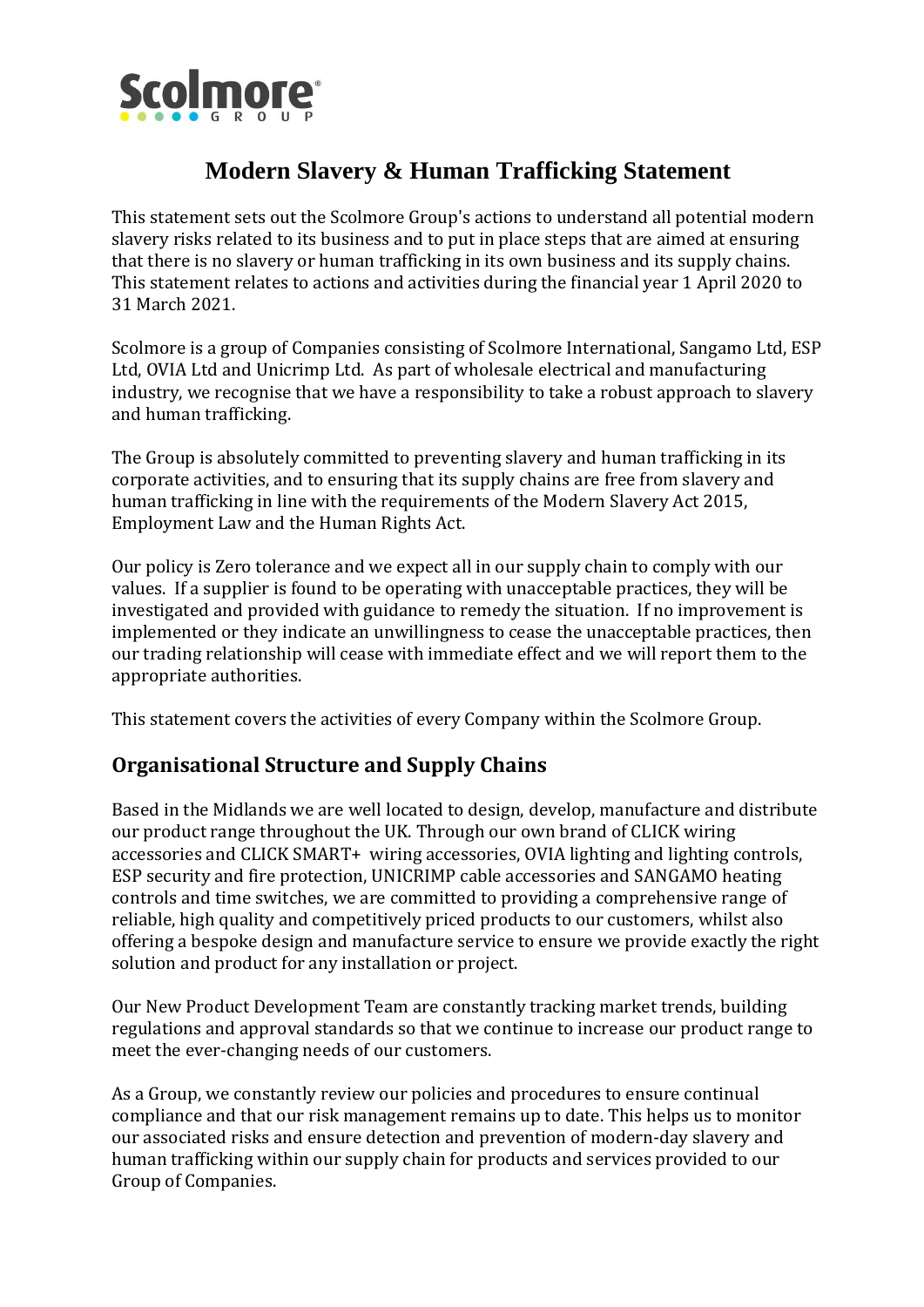# Modern Slavery & Human Trafficking Statement

This statement sets out the Scolmore Group's actions to understand all potential modern slavery risks related to its business and to put in place steps that are aimed at ensuring that there is no slavery or human trafficking in its own business and its supply chains. This statement relates to actions and activities during the financial year 1 April 2020 to 31 March 2021.

Scolmore is a group of Companies consisting of Scolmore International, Sangamo Ltd, ESP Ltd, OVIA Ltd and Unicrimp Ltd. As part of wholesale electrical and manufacturing industry, we recognise that we have a responsibility to take a robust approach to slavery and human trafficking.

The Group is absolutely committed to preventing slavery and human trafficking in its corporate activities, and to ensuring that its supply chains are free from slavery and human trafficking in line with the requirements of the Modern Slavery Act 2015, Employment Law and the Human Rights Act.

Our policy is Zero tolerance and we expect all in our supply chain to comply with our values. If a supplier is found to be operating with unacceptable practices, they will be investigated and provided with guidance to remedy the situation. If no improvement is implemented or they indicate an unwillingness to cease the unacceptable practices, then our trading relationship will cease with immediate effect and we will report them to the appropriate authorities.

This statement covers the activities of every Company within the Scolmore Group.

## Organisational Structure and Supply Chains

Based in the Midlands we are well located to design, develop, manufacture and distribute our product range throughout the UK. Through our own brand of CLICK wiring accessories and CLICK SMART+ wiring accessories, OVIA lighting and lighting controls, ESP security and fire protection, UNICRIMP cable accessories and SANGAMO heating controls and time switches, we are committed to providing a comprehensive range of reliable, high quality and competitively priced products to our customers, whilst also offering a bespoke design and manufacture service to ensure we provide exactly the right solution and product for any installation or project.

Our New Product Development Team are constantly tracking market trends, building regulations and approval standards so that we continue to increase our product range to meet the ever-changing needs of our customers.

As a Group, we constantly review our policies and procedures to ensure continual compliance and that our risk management remains up to date. This helps us to monitor our associated risks and ensure detection and prevention of modern-day slavery and human trafficking within our supply chain for products and services provided to our Group of Companies.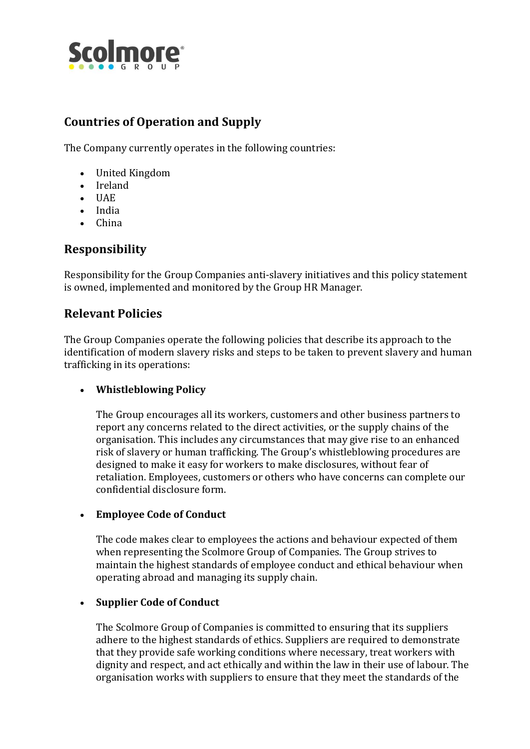## Countries of Operation and Supply

The Company currently operates in the following countries:

- United Kingdom
- Ireland
- UAE
- India
- China

## Responsibility

Responsibility for the Group Companies anti-slavery initiatives and this policy statement is owned, implemented and monitored by the Group HR Manager.

## Relevant Policies

The Group Companies operate the following policies that describe its approach to the identification of modern slavery risks and steps to be taken to prevent slavery and human trafficking in its operations:

- **Whistleblowing Policy**

  The Group encourages all its workers, customers and other business partners to report any concerns related to the direct activities, or the supply chains of the organisation. This includes any circumstances that may give rise to an enhanced risk of slavery or human trafficking. The Group's whistleblowing procedures are designed to make it easy for workers to make disclosures, without fear of retaliation. Employees, customers or others who have concerns can complete our confidential disclosure form.

- **Employee Code of Conduct**

  The code makes clear to employees the actions and behaviour expected of them when representing the Scolmore Group of Companies. The Group strives to maintain the highest standards of employee conduct and ethical behaviour when operating abroad and managing its supply chain.

- **Supplier Code of Conduct**

  The Scolmore Group of Companies is committed to ensuring that its suppliers adhere to the highest standards of ethics. Suppliers are required to demonstrate that they provide safe working conditions where necessary, treat workers with dignity and respect, and act ethically and within the law in their use of labour. The organisation works with suppliers to ensure that they meet the standards of the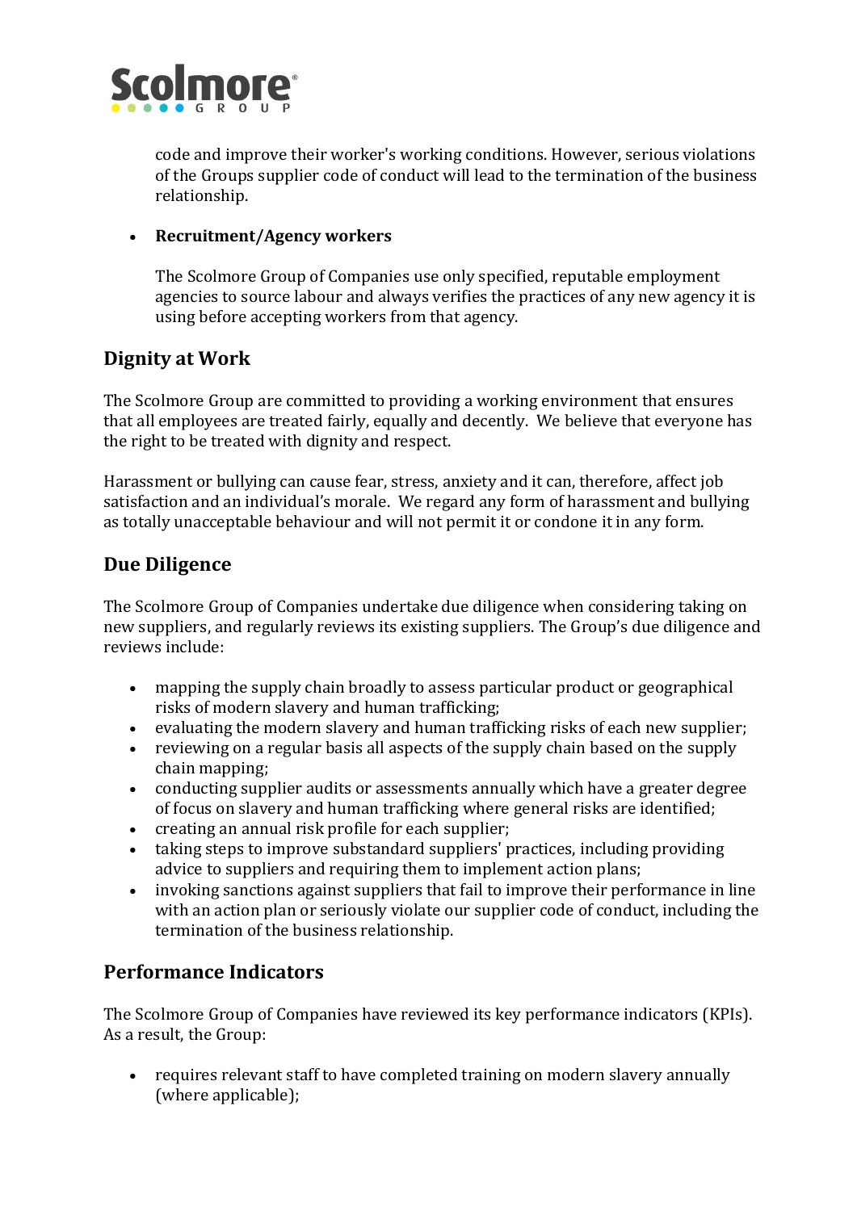code and improve their worker's working conditions. However, serious violations of the Groups supplier code of conduct will lead to the termination of the business relationship.

- **Recruitment/Agency workers**

  The Scolmore Group of Companies use only specified, reputable employment agencies to source labour and always verifies the practices of any new agency it is using before accepting workers from that agency.

## Dignity at Work

The Scolmore Group are committed to providing a working environment that ensures that all employees are treated fairly, equally and decently. We believe that everyone has the right to be treated with dignity and respect.

Harassment or bullying can cause fear, stress, anxiety and it can, therefore, affect job satisfaction and an individual's morale. We regard any form of harassment and bullying as totally unacceptable behaviour and will not permit it or condone it in any form.

## Due Diligence

The Scolmore Group of Companies undertake due diligence when considering taking on new suppliers, and regularly reviews its existing suppliers. The Group's due diligence and reviews include:

- mapping the supply chain broadly to assess particular product or geographical risks of modern slavery and human trafficking;
- evaluating the modern slavery and human trafficking risks of each new supplier;
- reviewing on a regular basis all aspects of the supply chain based on the supply chain mapping;
- conducting supplier audits or assessments annually which have a greater degree of focus on slavery and human trafficking where general risks are identified;
- creating an annual risk profile for each supplier;
- taking steps to improve substandard suppliers' practices, including providing advice to suppliers and requiring them to implement action plans;
- invoking sanctions against suppliers that fail to improve their performance in line with an action plan or seriously violate our supplier code of conduct, including the termination of the business relationship.

## Performance Indicators

The Scolmore Group of Companies have reviewed its key performance indicators (KPIs). As a result, the Group:

- requires relevant staff to have completed training on modern slavery annually (where applicable);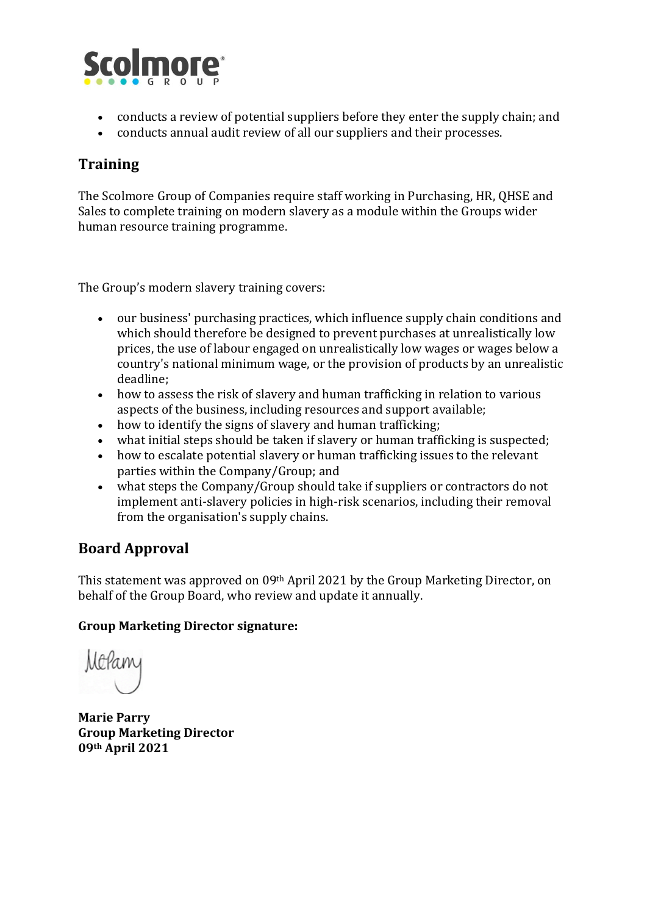- conducts a review of potential suppliers before they enter the supply chain; and
- conducts annual audit review of all our suppliers and their processes.

## Training

The Scolmore Group of Companies require staff working in Purchasing, HR, QHSE and Sales to complete training on modern slavery as a module within the Groups wider human resource training programme.

The Group's modern slavery training covers:

- our business' purchasing practices, which influence supply chain conditions and which should therefore be designed to prevent purchases at unrealistically low prices, the use of labour engaged on unrealistically low wages or wages below a country's national minimum wage, or the provision of products by an unrealistic deadline;
- how to assess the risk of slavery and human trafficking in relation to various aspects of the business, including resources and support available;
- how to identify the signs of slavery and human trafficking;
- what initial steps should be taken if slavery or human trafficking is suspected;
- how to escalate potential slavery or human trafficking issues to the relevant parties within the Company/Group; and
- what steps the Company/Group should take if suppliers or contractors do not implement anti-slavery policies in high-risk scenarios, including their removal from the organisation's supply chains.

## Board Approval

This statement was approved on 09th April 2021 by the Group Marketing Director, on behalf of the Group Board, who review and update it annually.

**Group Marketing Director signature:**

**Marie Parry**
**Group Marketing Director**
**09th April 2021**